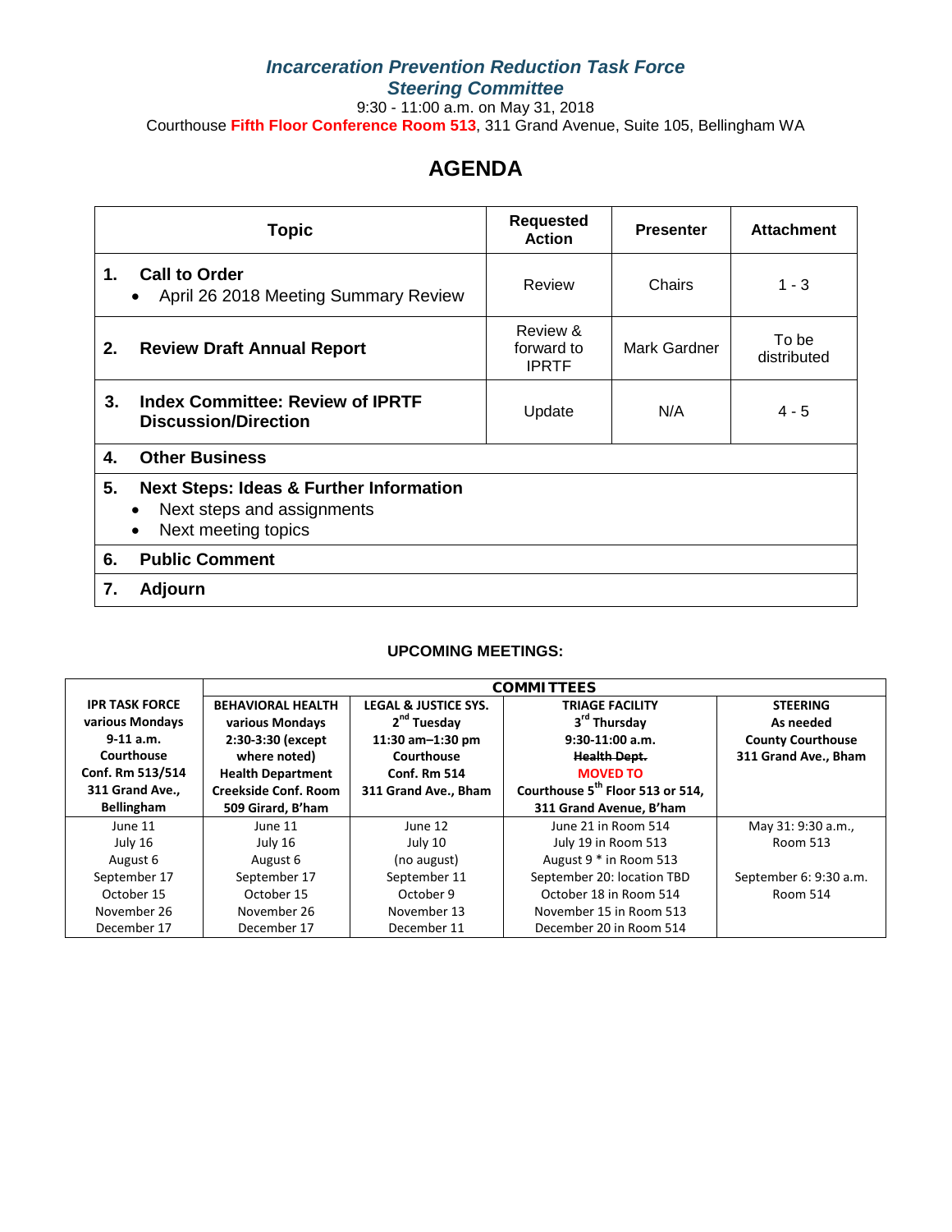***Incarceration Prevention Reduction Task Force***
***Steering Committee***

9:30 - 11:00 a.m. on May 31, 2018

Courthouse **Fifth Floor Conference Room 513**, 311 Grand Avenue, Suite 105, Bellingham WA

# AGENDA

| Topic | Requested Action | Presenter | Attachment |
|---|---|---|---|
| **1. Call to Order**<br>• April 26 2018 Meeting Summary Review | Review | Chairs | 1 - 3 |
| **2. Review Draft Annual Report** | Review & forward to IPRTF | Mark Gardner | To be distributed |
| **3. Index Committee: Review of IPRTF Discussion/Direction** | Update | N/A | 4 - 5 |
| **4. Other Business** | | | |
| **5. Next Steps: Ideas & Further Information**<br>• Next steps and assignments<br>• Next meeting topics | | | |
| **6. Public Comment** | | | |
| **7. Adjourn** | | | |

### UPCOMING MEETINGS:

| | **COMMITTEES** | | | |
|---|---|---|---|---|
| **IPR TASK FORCE various Mondays 9-11 a.m. Courthouse Conf. Rm 513/514 311 Grand Ave., Bellingham** | **BEHAVIORAL HEALTH various Mondays 2:30-3:30 (except where noted) Health Department Creekside Conf. Room 509 Girard, B'ham** | **LEGAL & JUSTICE SYS. 2nd Tuesday 11:30 am–1:30 pm Courthouse Conf. Rm 514 311 Grand Ave., Bham** | **TRIAGE FACILITY 3rd Thursday 9:30-11:00 a.m. ~~Health Dept.~~ MOVED TO Courthouse 5th Floor 513 or 514, 311 Grand Avenue, B'ham** | **STEERING As needed County Courthouse 311 Grand Ave., Bham** |
| June 11<br>July 16<br>August 6<br>September 17<br>October 15<br>November 26<br>December 17 | June 11<br>July 16<br>August 6<br>September 17<br>October 15<br>November 26<br>December 17 | June 12<br>July 10<br>(no august)<br>September 11<br>October 9<br>November 13<br>December 11 | June 21 in Room 514<br>July 19 in Room 513<br>August 9 * in Room 513<br>September 20: location TBD<br>October 18 in Room 514<br>November 15 in Room 513<br>December 20 in Room 514 | May 31: 9:30 a.m., Room 513<br><br>September 6: 9:30 a.m. Room 514 |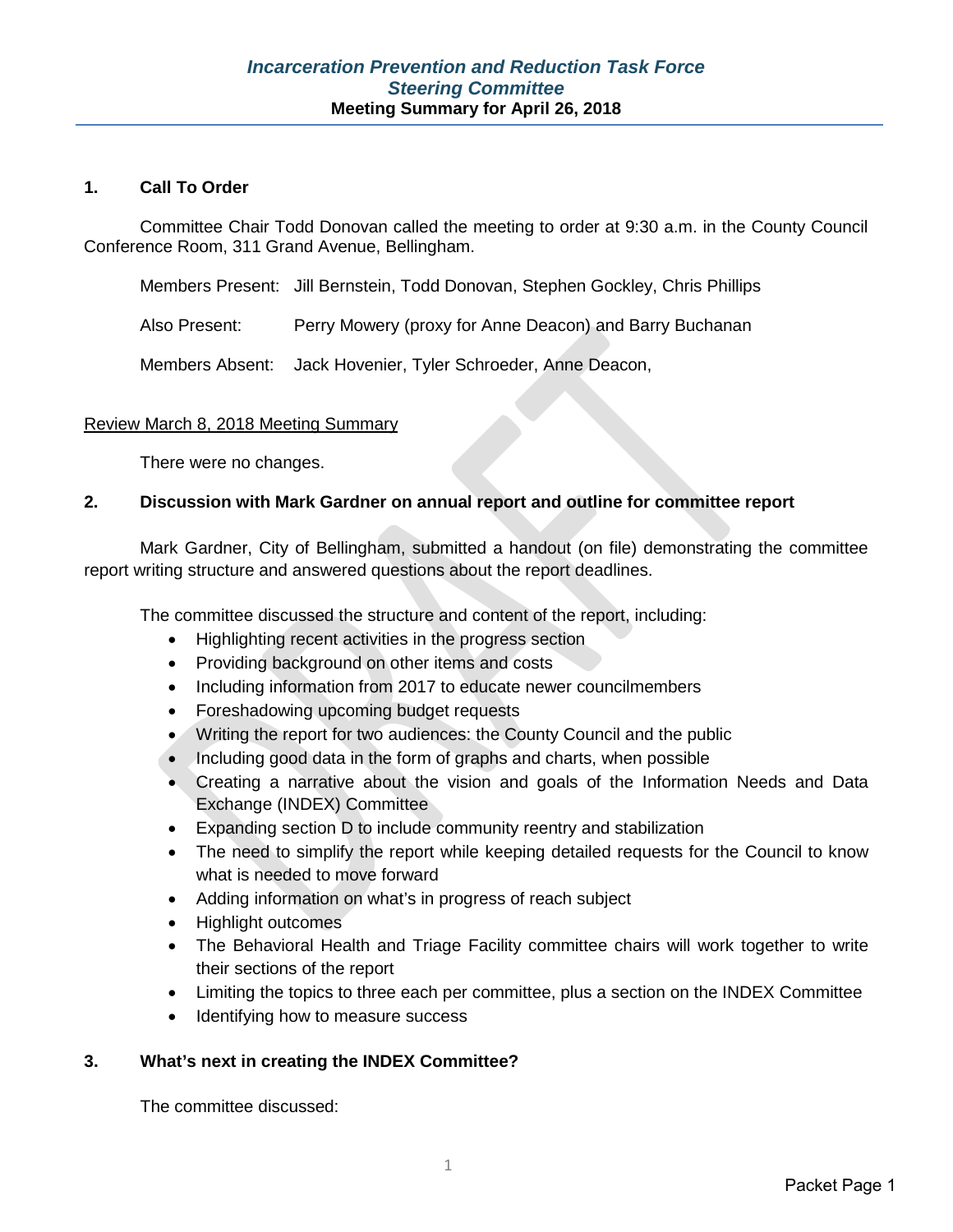# *Incarceration Prevention and Reduction Task Force*
# *Steering Committee*
## Meeting Summary for April 26, 2018

**1. Call To Order**

Committee Chair Todd Donovan called the meeting to order at 9:30 a.m. in the County Council Conference Room, 311 Grand Avenue, Bellingham.

Members Present: Jill Bernstein, Todd Donovan, Stephen Gockley, Chris Phillips

Also Present: Perry Mowery (proxy for Anne Deacon) and Barry Buchanan

Members Absent: Jack Hovenier, Tyler Schroeder, Anne Deacon,

Review March 8, 2018 Meeting Summary

There were no changes.

**2. Discussion with Mark Gardner on annual report and outline for committee report**

Mark Gardner, City of Bellingham, submitted a handout (on file) demonstrating the committee report writing structure and answered questions about the report deadlines.

The committee discussed the structure and content of the report, including:

- Highlighting recent activities in the progress section
- Providing background on other items and costs
- Including information from 2017 to educate newer councilmembers
- Foreshadowing upcoming budget requests
- Writing the report for two audiences: the County Council and the public
- Including good data in the form of graphs and charts, when possible
- Creating a narrative about the vision and goals of the Information Needs and Data Exchange (INDEX) Committee
- Expanding section D to include community reentry and stabilization
- The need to simplify the report while keeping detailed requests for the Council to know what is needed to move forward
- Adding information on what's in progress of reach subject
- Highlight outcomes
- The Behavioral Health and Triage Facility committee chairs will work together to write their sections of the report
- Limiting the topics to three each per committee, plus a section on the INDEX Committee
- Identifying how to measure success

**3. What's next in creating the INDEX Committee?**

The committee discussed: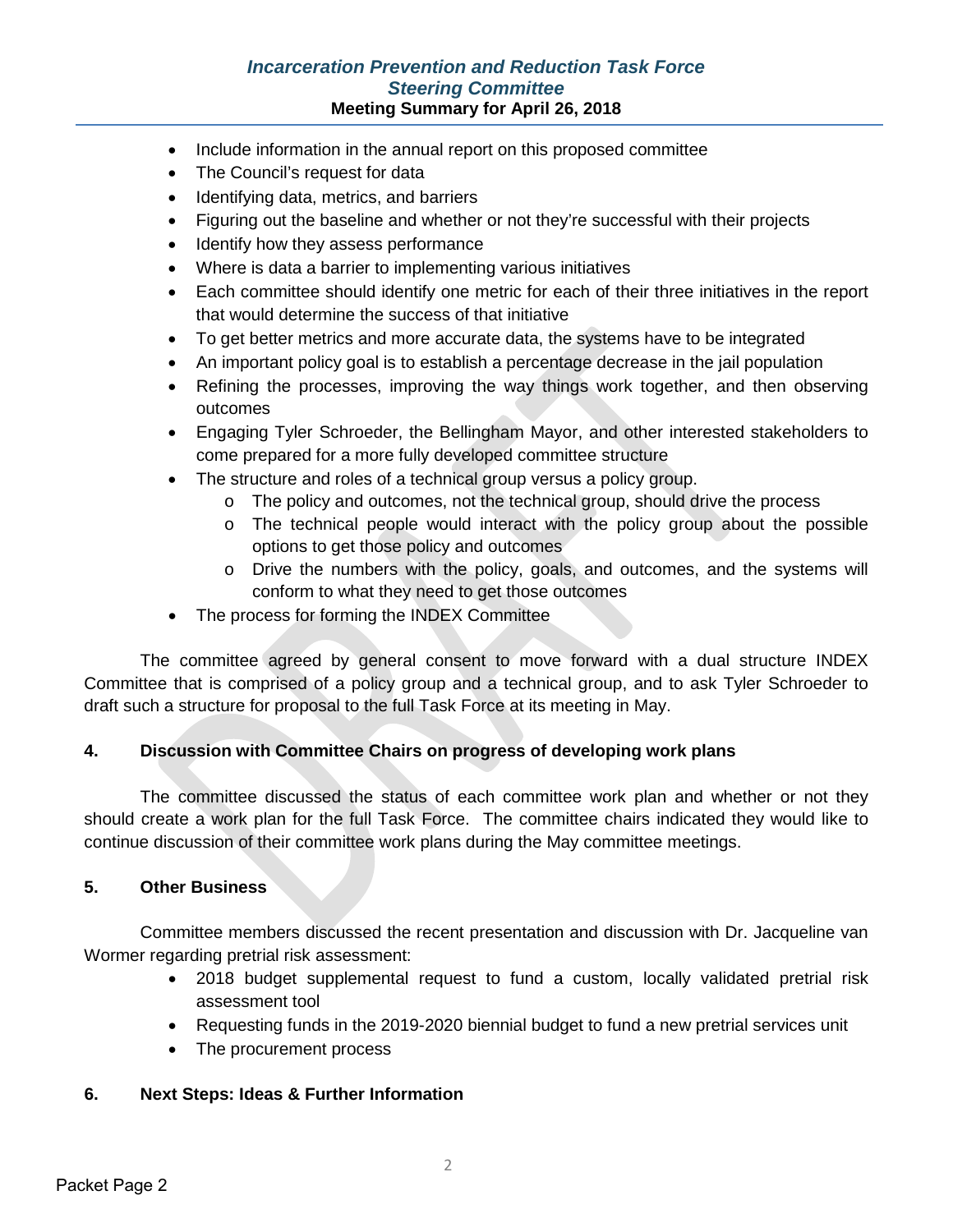- Include information in the annual report on this proposed committee
- The Council's request for data
- Identifying data, metrics, and barriers
- Figuring out the baseline and whether or not they're successful with their projects
- Identify how they assess performance
- Where is data a barrier to implementing various initiatives
- Each committee should identify one metric for each of their three initiatives in the report that would determine the success of that initiative
- To get better metrics and more accurate data, the systems have to be integrated
- An important policy goal is to establish a percentage decrease in the jail population
- Refining the processes, improving the way things work together, and then observing outcomes
- Engaging Tyler Schroeder, the Bellingham Mayor, and other interested stakeholders to come prepared for a more fully developed committee structure
- The structure and roles of a technical group versus a policy group.
  - The policy and outcomes, not the technical group, should drive the process
  - The technical people would interact with the policy group about the possible options to get those policy and outcomes
  - Drive the numbers with the policy, goals, and outcomes, and the systems will conform to what they need to get those outcomes
- The process for forming the INDEX Committee

The committee agreed by general consent to move forward with a dual structure INDEX Committee that is comprised of a policy group and a technical group, and to ask Tyler Schroeder to draft such a structure for proposal to the full Task Force at its meeting in May.

## 4. Discussion with Committee Chairs on progress of developing work plans

The committee discussed the status of each committee work plan and whether or not they should create a work plan for the full Task Force. The committee chairs indicated they would like to continue discussion of their committee work plans during the May committee meetings.

## 5. Other Business

Committee members discussed the recent presentation and discussion with Dr. Jacqueline van Wormer regarding pretrial risk assessment:

- 2018 budget supplemental request to fund a custom, locally validated pretrial risk assessment tool
- Requesting funds in the 2019-2020 biennial budget to fund a new pretrial services unit
- The procurement process

## 6. Next Steps: Ideas & Further Information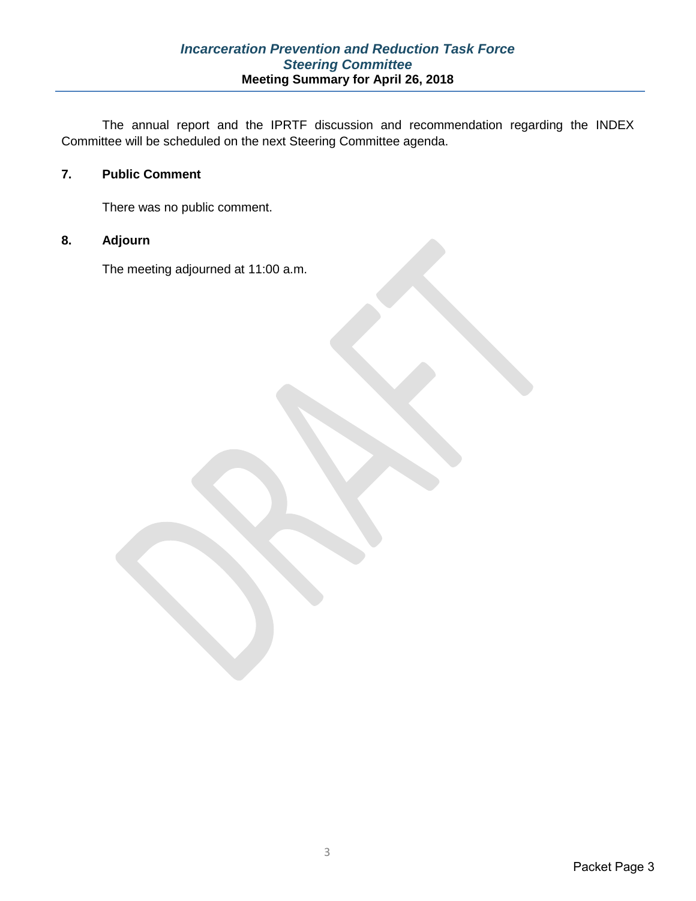The annual report and the IPRTF discussion and recommendation regarding the INDEX Committee will be scheduled on the next Steering Committee agenda.

### 7. Public Comment

There was no public comment.

### 8. Adjourn

The meeting adjourned at 11:00 a.m.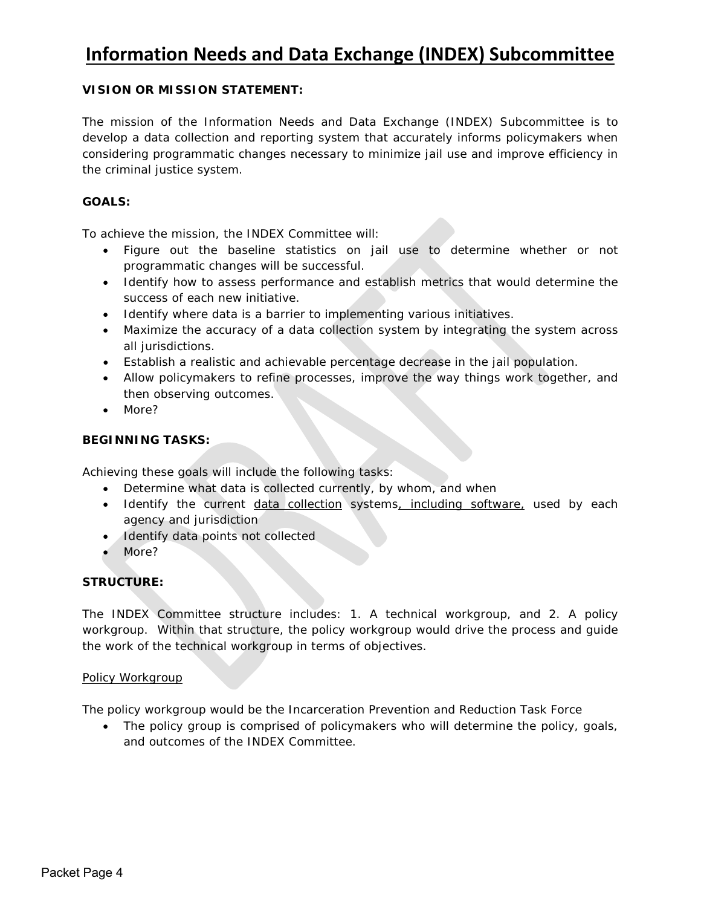# Information Needs and Data Exchange (INDEX) Subcommittee

**VISION OR MISSION STATEMENT:**

The mission of the Information Needs and Data Exchange (INDEX) Subcommittee is to develop a data collection and reporting system that accurately informs policymakers when considering programmatic changes necessary to minimize jail use and improve efficiency in the criminal justice system.

**GOALS:**

To achieve the mission, the INDEX Committee will:

- Figure out the baseline statistics on jail use to determine whether or not programmatic changes will be successful.
- Identify how to assess performance and establish metrics that would determine the success of each new initiative.
- Identify where data is a barrier to implementing various initiatives.
- Maximize the accuracy of a data collection system by integrating the system across all jurisdictions.
- Establish a realistic and achievable percentage decrease in the jail population.
- Allow policymakers to refine processes, improve the way things work together, and then observing outcomes.
- More?

**BEGINNING TASKS:**

Achieving these goals will include the following tasks:

- Determine what data is collected currently, by whom, and when
- Identify the current <u>data collection</u> systems<u>, including software,</u> used by each agency and jurisdiction
- Identify data points not collected
- More?

**STRUCTURE:**

The INDEX Committee structure includes: 1. A technical workgroup, and 2. A policy workgroup. Within that structure, the policy workgroup would drive the process and guide the work of the technical workgroup in terms of objectives.

<u>Policy Workgroup</u>

The policy workgroup would be the Incarceration Prevention and Reduction Task Force

- The policy group is comprised of policymakers who will determine the policy, goals, and outcomes of the INDEX Committee.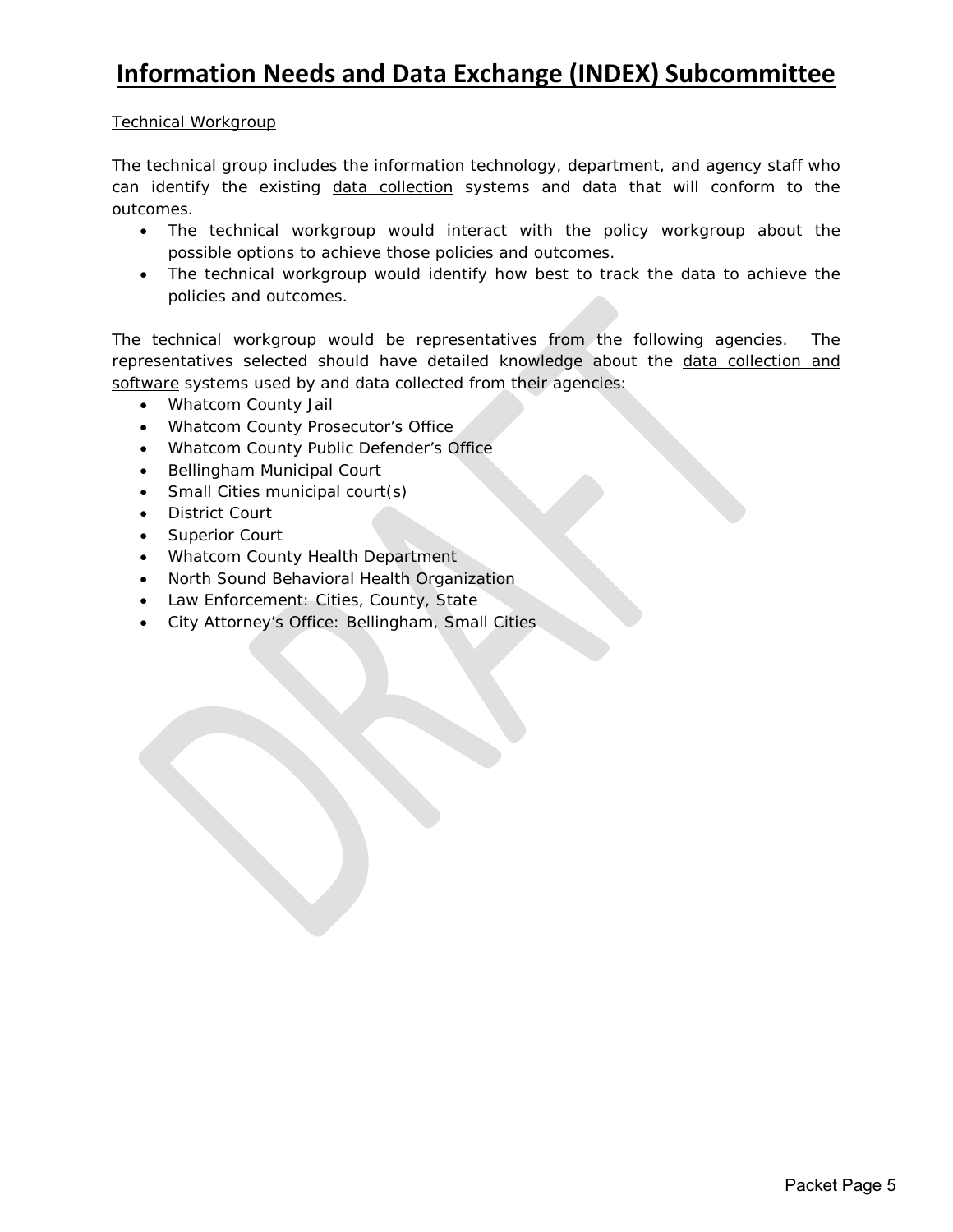# Information Needs and Data Exchange (INDEX) Subcommittee

Technical Workgroup

The technical group includes the information technology, department, and agency staff who can identify the existing data collection systems and data that will conform to the outcomes.

- The technical workgroup would interact with the policy workgroup about the possible options to achieve those policies and outcomes.
- The technical workgroup would identify how best to track the data to achieve the policies and outcomes.

The technical workgroup would be representatives from the following agencies. The representatives selected should have detailed knowledge about the data collection and software systems used by and data collected from their agencies:

- Whatcom County Jail
- Whatcom County Prosecutor's Office
- Whatcom County Public Defender's Office
- Bellingham Municipal Court
- Small Cities municipal court(s)
- District Court
- Superior Court
- Whatcom County Health Department
- North Sound Behavioral Health Organization
- Law Enforcement: Cities, County, State
- City Attorney's Office: Bellingham, Small Cities